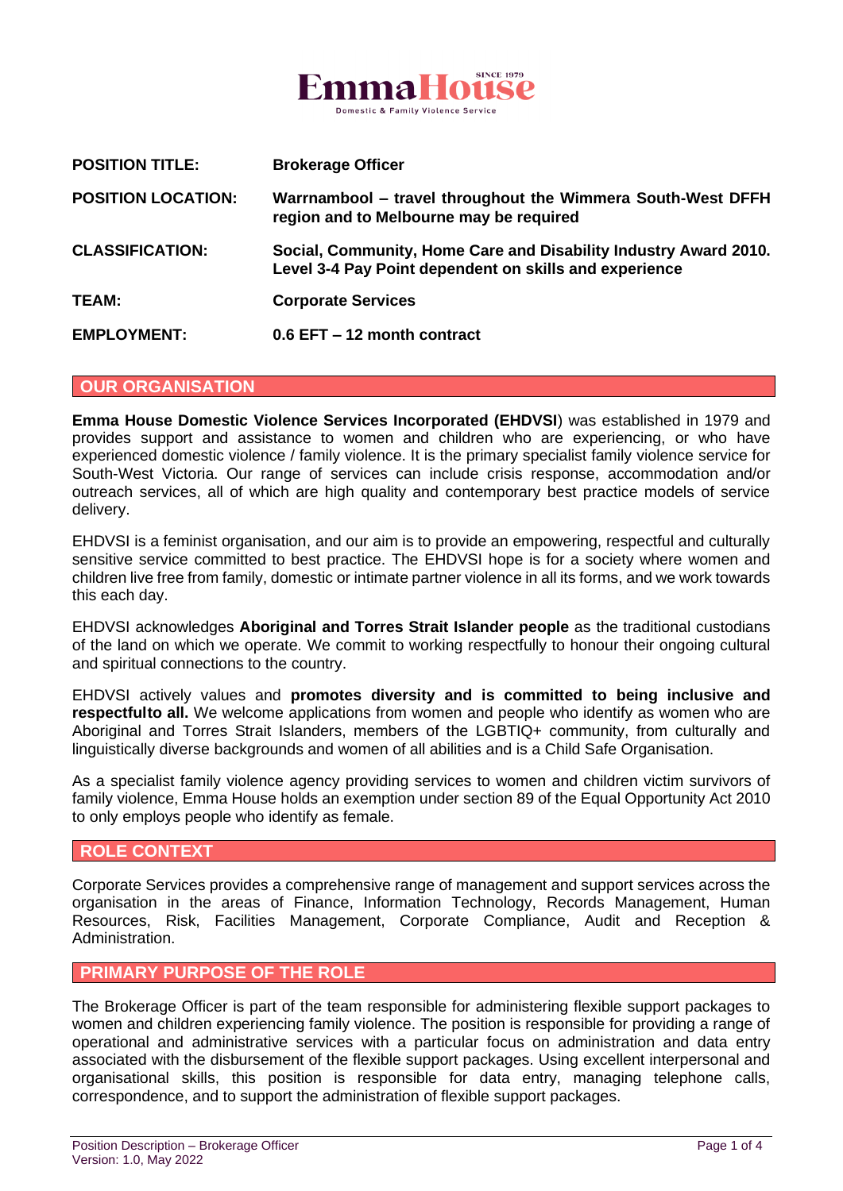EmmaHouse
SINCE 1979
Domestic & Family Violence Service

| | |
|---|---|
| **POSITION TITLE:** | **Brokerage Officer** |
| **POSITION LOCATION:** | **Warrnambool – travel throughout the Wimmera South-West DFFH region and to Melbourne may be required** |
| **CLASSIFICATION:** | **Social, Community, Home Care and Disability Industry Award 2010. Level 3-4 Pay Point dependent on skills and experience** |
| **TEAM:** | **Corporate Services** |
| **EMPLOYMENT:** | **0.6 EFT – 12 month contract** |

## OUR ORGANISATION

**Emma House Domestic Violence Services Incorporated (EHDVSI**) was established in 1979 and provides support and assistance to women and children who are experiencing, or who have experienced domestic violence / family violence. It is the primary specialist family violence service for South-West Victoria. Our range of services can include crisis response, accommodation and/or outreach services, all of which are high quality and contemporary best practice models of service delivery.

EHDVSI is a feminist organisation, and our aim is to provide an empowering, respectful and culturally sensitive service committed to best practice. The EHDVSI hope is for a society where women and children live free from family, domestic or intimate partner violence in all its forms, and we work towards this each day.

EHDVSI acknowledges **Aboriginal and Torres Strait Islander people** as the traditional custodians of the land on which we operate. We commit to working respectfully to honour their ongoing cultural and spiritual connections to the country.

EHDVSI actively values and **promotes diversity and is committed to being inclusive and respectfulto all.** We welcome applications from women and people who identify as women who are Aboriginal and Torres Strait Islanders, members of the LGBTIQ+ community, from culturally and linguistically diverse backgrounds and women of all abilities and is a Child Safe Organisation.

As a specialist family violence agency providing services to women and children victim survivors of family violence, Emma House holds an exemption under section 89 of the Equal Opportunity Act 2010 to only employs people who identify as female.

## ROLE CONTEXT

Corporate Services provides a comprehensive range of management and support services across the organisation in the areas of Finance, Information Technology, Records Management, Human Resources, Risk, Facilities Management, Corporate Compliance, Audit and Reception & Administration.

## PRIMARY PURPOSE OF THE ROLE

The Brokerage Officer is part of the team responsible for administering flexible support packages to women and children experiencing family violence. The position is responsible for providing a range of operational and administrative services with a particular focus on administration and data entry associated with the disbursement of the flexible support packages. Using excellent interpersonal and organisational skills, this position is responsible for data entry, managing telephone calls, correspondence, and to support the administration of flexible support packages.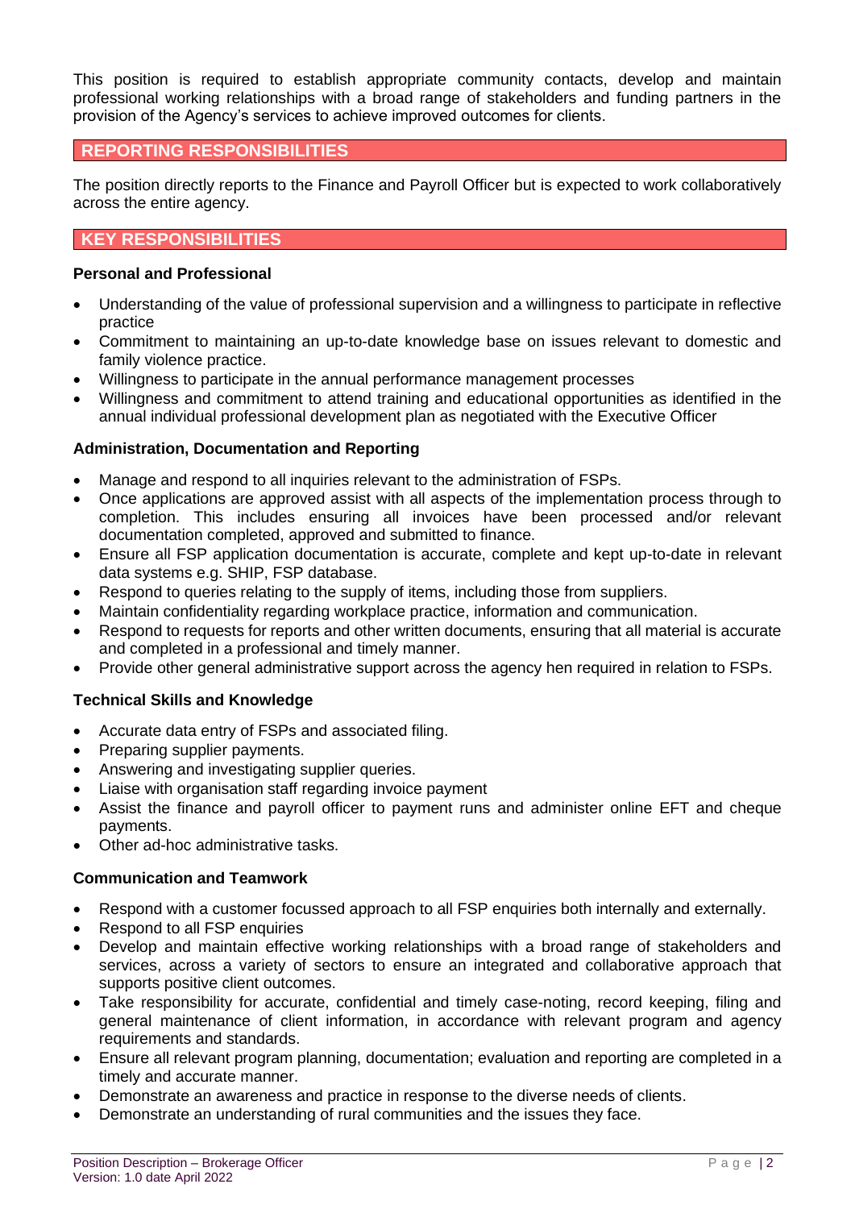This position is required to establish appropriate community contacts, develop and maintain professional working relationships with a broad range of stakeholders and funding partners in the provision of the Agency's services to achieve improved outcomes for clients.

## REPORTING RESPONSIBILITIES

The position directly reports to the Finance and Payroll Officer but is expected to work collaboratively across the entire agency.

## KEY RESPONSIBILITIES

### Personal and Professional

- Understanding of the value of professional supervision and a willingness to participate in reflective practice
- Commitment to maintaining an up-to-date knowledge base on issues relevant to domestic and family violence practice.
- Willingness to participate in the annual performance management processes
- Willingness and commitment to attend training and educational opportunities as identified in the annual individual professional development plan as negotiated with the Executive Officer

### Administration, Documentation and Reporting

- Manage and respond to all inquiries relevant to the administration of FSPs.
- Once applications are approved assist with all aspects of the implementation process through to completion. This includes ensuring all invoices have been processed and/or relevant documentation completed, approved and submitted to finance.
- Ensure all FSP application documentation is accurate, complete and kept up-to-date in relevant data systems e.g. SHIP, FSP database.
- Respond to queries relating to the supply of items, including those from suppliers.
- Maintain confidentiality regarding workplace practice, information and communication.
- Respond to requests for reports and other written documents, ensuring that all material is accurate and completed in a professional and timely manner.
- Provide other general administrative support across the agency hen required in relation to FSPs.

### Technical Skills and Knowledge

- Accurate data entry of FSPs and associated filing.
- Preparing supplier payments.
- Answering and investigating supplier queries.
- Liaise with organisation staff regarding invoice payment
- Assist the finance and payroll officer to payment runs and administer online EFT and cheque payments.
- Other ad-hoc administrative tasks.

### Communication and Teamwork

- Respond with a customer focussed approach to all FSP enquiries both internally and externally.
- Respond to all FSP enquiries
- Develop and maintain effective working relationships with a broad range of stakeholders and services, across a variety of sectors to ensure an integrated and collaborative approach that supports positive client outcomes.
- Take responsibility for accurate, confidential and timely case-noting, record keeping, filing and general maintenance of client information, in accordance with relevant program and agency requirements and standards.
- Ensure all relevant program planning, documentation; evaluation and reporting are completed in a timely and accurate manner.
- Demonstrate an awareness and practice in response to the diverse needs of clients.
- Demonstrate an understanding of rural communities and the issues they face.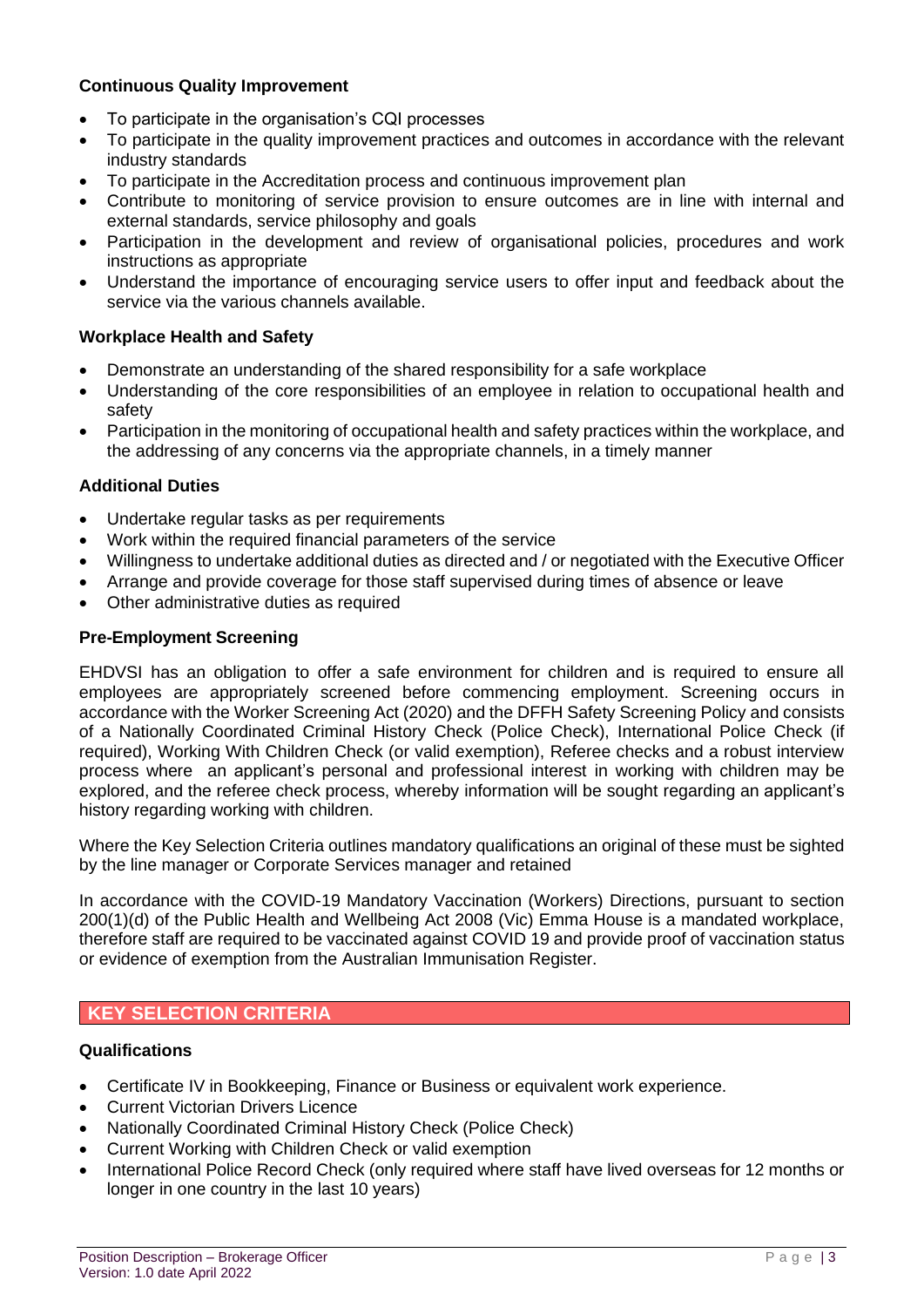### Continuous Quality Improvement

- To participate in the organisation's CQI processes
- To participate in the quality improvement practices and outcomes in accordance with the relevant industry standards
- To participate in the Accreditation process and continuous improvement plan
- Contribute to monitoring of service provision to ensure outcomes are in line with internal and external standards, service philosophy and goals
- Participation in the development and review of organisational policies, procedures and work instructions as appropriate
- Understand the importance of encouraging service users to offer input and feedback about the service via the various channels available.

### Workplace Health and Safety

- Demonstrate an understanding of the shared responsibility for a safe workplace
- Understanding of the core responsibilities of an employee in relation to occupational health and safety
- Participation in the monitoring of occupational health and safety practices within the workplace, and the addressing of any concerns via the appropriate channels, in a timely manner

### Additional Duties

- Undertake regular tasks as per requirements
- Work within the required financial parameters of the service
- Willingness to undertake additional duties as directed and / or negotiated with the Executive Officer
- Arrange and provide coverage for those staff supervised during times of absence or leave
- Other administrative duties as required

### Pre-Employment Screening

EHDVSI has an obligation to offer a safe environment for children and is required to ensure all employees are appropriately screened before commencing employment. Screening occurs in accordance with the Worker Screening Act (2020) and the DFFH Safety Screening Policy and consists of a Nationally Coordinated Criminal History Check (Police Check), International Police Check (if required), Working With Children Check (or valid exemption), Referee checks and a robust interview process where an applicant's personal and professional interest in working with children may be explored, and the referee check process, whereby information will be sought regarding an applicant's history regarding working with children.

Where the Key Selection Criteria outlines mandatory qualifications an original of these must be sighted by the line manager or Corporate Services manager and retained

In accordance with the COVID-19 Mandatory Vaccination (Workers) Directions, pursuant to section 200(1)(d) of the Public Health and Wellbeing Act 2008 (Vic) Emma House is a mandated workplace, therefore staff are required to be vaccinated against COVID 19 and provide proof of vaccination status or evidence of exemption from the Australian Immunisation Register.

## KEY SELECTION CRITERIA

### Qualifications

- Certificate IV in Bookkeeping, Finance or Business or equivalent work experience.
- Current Victorian Drivers Licence
- Nationally Coordinated Criminal History Check (Police Check)
- Current Working with Children Check or valid exemption
- International Police Record Check (only required where staff have lived overseas for 12 months or longer in one country in the last 10 years)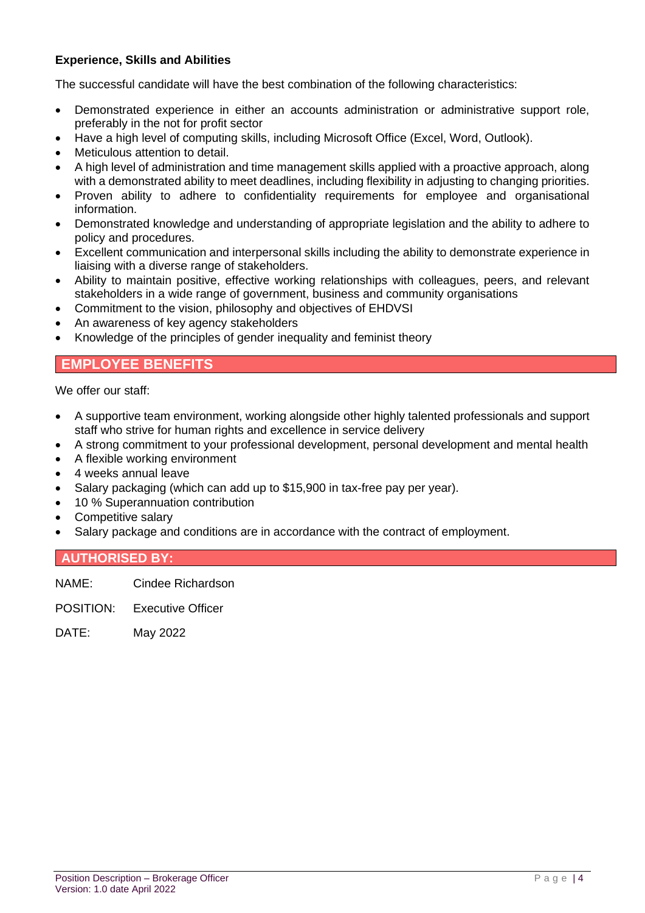**Experience, Skills and Abilities**

The successful candidate will have the best combination of the following characteristics:

- Demonstrated experience in either an accounts administration or administrative support role, preferably in the not for profit sector
- Have a high level of computing skills, including Microsoft Office (Excel, Word, Outlook).
- Meticulous attention to detail.
- A high level of administration and time management skills applied with a proactive approach, along with a demonstrated ability to meet deadlines, including flexibility in adjusting to changing priorities.
- Proven ability to adhere to confidentiality requirements for employee and organisational information.
- Demonstrated knowledge and understanding of appropriate legislation and the ability to adhere to policy and procedures.
- Excellent communication and interpersonal skills including the ability to demonstrate experience in liaising with a diverse range of stakeholders.
- Ability to maintain positive, effective working relationships with colleagues, peers, and relevant stakeholders in a wide range of government, business and community organisations
- Commitment to the vision, philosophy and objectives of EHDVSI
- An awareness of key agency stakeholders
- Knowledge of the principles of gender inequality and feminist theory

## EMPLOYEE BENEFITS

We offer our staff:

- A supportive team environment, working alongside other highly talented professionals and support staff who strive for human rights and excellence in service delivery
- A strong commitment to your professional development, personal development and mental health
- A flexible working environment
- 4 weeks annual leave
- Salary packaging (which can add up to $15,900 in tax-free pay per year).
- 10 % Superannuation contribution
- Competitive salary
- Salary package and conditions are in accordance with the contract of employment.

## AUTHORISED BY:

NAME: Cindee Richardson

POSITION: Executive Officer

DATE: May 2022